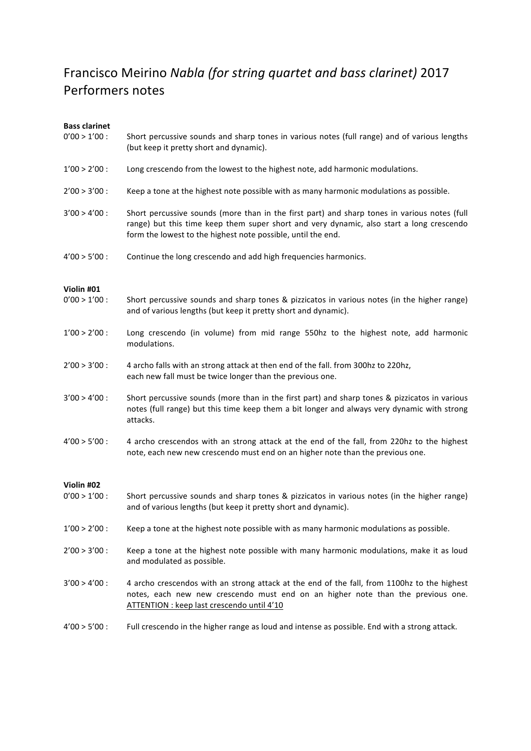# Francisco Meirino *Nabla (for string quartet and bass clarinet)* 2017 Performers notes

**Bass clarinet**

0'00 > 1'00 : Short percussive sounds and sharp tones in various notes (full range) and of various lengths (but keep it pretty short and dynamic).

1'00 > 2'00 : Long crescendo from the lowest to the highest note, add harmonic modulations.

2'00 > 3'00 : Keep a tone at the highest note possible with as many harmonic modulations as possible.

3'00 > 4'00 : Short percussive sounds (more than in the first part) and sharp tones in various notes (full range) but this time keep them super short and very dynamic, also start a long crescendo form the lowest to the highest note possible, until the end.

4'00 > 5'00 : Continue the long crescendo and add high frequencies harmonics.

**Violin #01**

0'00 > 1'00 : Short percussive sounds and sharp tones & pizzicatos in various notes (in the higher range) and of various lengths (but keep it pretty short and dynamic).

1'00 > 2'00 : Long crescendo (in volume) from mid range 550hz to the highest note, add harmonic modulations.

2'00 > 3'00 : 4 archo falls with an strong attack at then end of the fall. from 300hz to 220hz, each new fall must be twice longer than the previous one.

3'00 > 4'00 : Short percussive sounds (more than in the first part) and sharp tones & pizzicatos in various notes (full range) but this time keep them a bit longer and always very dynamic with strong attacks.

4'00 > 5'00 : 4 archo crescendos with an strong attack at the end of the fall, from 220hz to the highest note, each new new crescendo must end on an higher note than the previous one.

**Violin #02**

0'00 > 1'00 : Short percussive sounds and sharp tones & pizzicatos in various notes (in the higher range) and of various lengths (but keep it pretty short and dynamic).

1'00 > 2'00 : Keep a tone at the highest note possible with as many harmonic modulations as possible.

2'00 > 3'00 : Keep a tone at the highest note possible with many harmonic modulations, make it as loud and modulated as possible.

3'00 > 4'00 : 4 archo crescendos with an strong attack at the end of the fall, from 1100hz to the highest notes, each new new crescendo must end on an higher note than the previous one. <u>ATTENTION : keep last crescendo until 4'10</u>

4'00 > 5'00 : Full crescendo in the higher range as loud and intense as possible. End with a strong attack.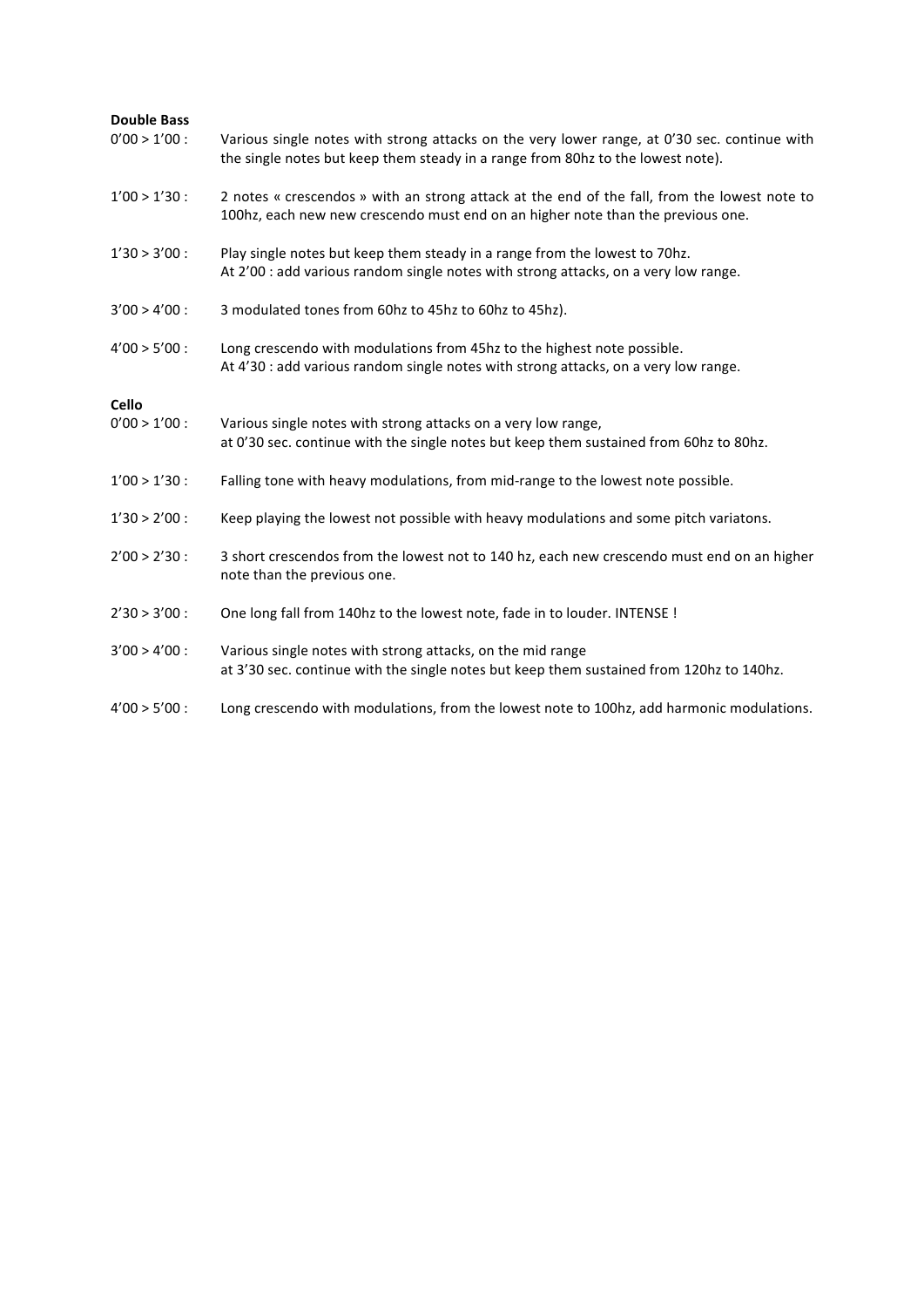**Double Bass**

0'00 > 1'00 : Various single notes with strong attacks on the very lower range, at 0'30 sec. continue with the single notes but keep them steady in a range from 80hz to the lowest note).

1'00 > 1'30 : 2 notes « crescendos » with an strong attack at the end of the fall, from the lowest note to 100hz, each new new crescendo must end on an higher note than the previous one.

1'30 > 3'00 : Play single notes but keep them steady in a range from the lowest to 70hz.
At 2'00 : add various random single notes with strong attacks, on a very low range.

3'00 > 4'00 : 3 modulated tones from 60hz to 45hz to 60hz to 45hz).

4'00 > 5'00 : Long crescendo with modulations from 45hz to the highest note possible.
At 4'30 : add various random single notes with strong attacks, on a very low range.

**Cello**

0'00 > 1'00 : Various single notes with strong attacks on a very low range,
at 0'30 sec. continue with the single notes but keep them sustained from 60hz to 80hz.

1'00 > 1'30 : Falling tone with heavy modulations, from mid-range to the lowest note possible.

1'30 > 2'00 : Keep playing the lowest not possible with heavy modulations and some pitch variatons.

2'00 > 2'30 : 3 short crescendos from the lowest not to 140 hz, each new crescendo must end on an higher note than the previous one.

2'30 > 3'00 : One long fall from 140hz to the lowest note, fade in to louder. INTENSE !

3'00 > 4'00 : Various single notes with strong attacks, on the mid range
at 3'30 sec. continue with the single notes but keep them sustained from 120hz to 140hz.

4'00 > 5'00 : Long crescendo with modulations, from the lowest note to 100hz, add harmonic modulations.